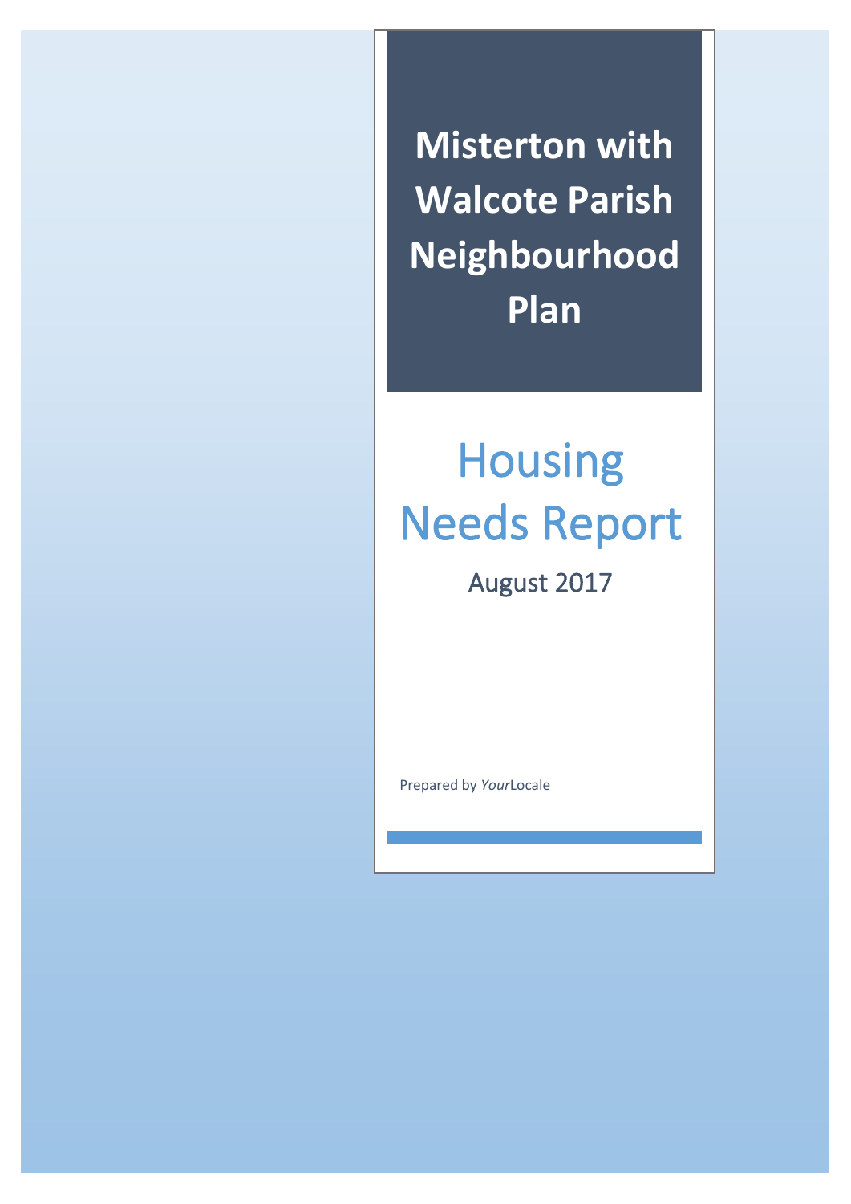# Misterton with Walcote Parish Neighbourhood Plan

## Housing Needs Report

August 2017

Prepared by *Your*Locale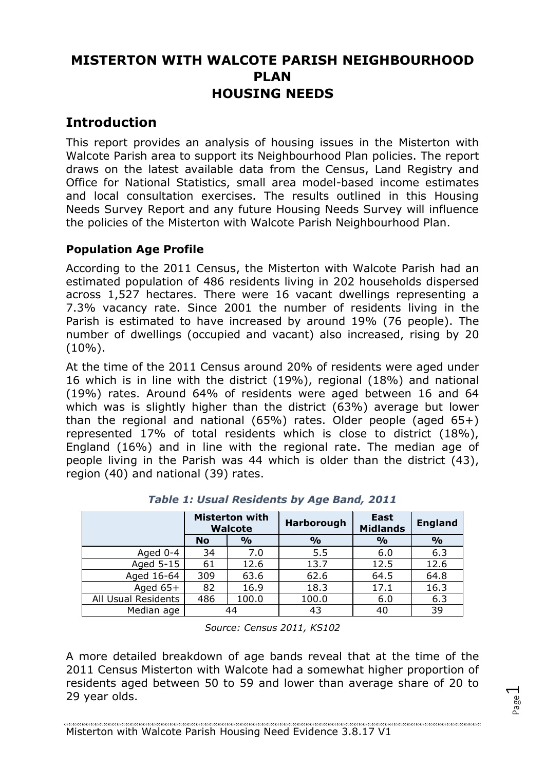# MISTERTON WITH WALCOTE PARISH NEIGHBOURHOOD PLAN
# HOUSING NEEDS

## Introduction

This report provides an analysis of housing issues in the Misterton with Walcote Parish area to support its Neighbourhood Plan policies. The report draws on the latest available data from the Census, Land Registry and Office for National Statistics, small area model-based income estimates and local consultation exercises. The results outlined in this Housing Needs Survey Report and any future Housing Needs Survey will influence the policies of the Misterton with Walcote Parish Neighbourhood Plan.

### Population Age Profile

According to the 2011 Census, the Misterton with Walcote Parish had an estimated population of 486 residents living in 202 households dispersed across 1,527 hectares. There were 16 vacant dwellings representing a 7.3% vacancy rate. Since 2001 the number of residents living in the Parish is estimated to have increased by around 19% (76 people). The number of dwellings (occupied and vacant) also increased, rising by 20 (10%).

At the time of the 2011 Census around 20% of residents were aged under 16 which is in line with the district (19%), regional (18%) and national (19%) rates. Around 64% of residents were aged between 16 and 64 which was is slightly higher than the district (63%) average but lower than the regional and national (65%) rates. Older people (aged 65+) represented 17% of total residents which is close to district (18%), England (16%) and in line with the regional rate. The median age of people living in the Parish was 44 which is older than the district (43), region (40) and national (39) rates.

*Table 1: Usual Residents by Age Band, 2011*

| | Misterton with Walcote | | Harborough | East Midlands | England |
|---|---|---|---|---|---|
| | No | % | % | % | % |
| Aged 0-4 | 34 | 7.0 | 5.5 | 6.0 | 6.3 |
| Aged 5-15 | 61 | 12.6 | 13.7 | 12.5 | 12.6 |
| Aged 16-64 | 309 | 63.6 | 62.6 | 64.5 | 64.8 |
| Aged 65+ | 82 | 16.9 | 18.3 | 17.1 | 16.3 |
| All Usual Residents | 486 | 100.0 | 100.0 | 6.0 | 6.3 |
| Median age | 44 | | 43 | 40 | 39 |

*Source: Census 2011, KS102*

A more detailed breakdown of age bands reveal that at the time of the 2011 Census Misterton with Walcote had a somewhat higher proportion of residents aged between 50 to 59 and lower than average share of 20 to 29 year olds.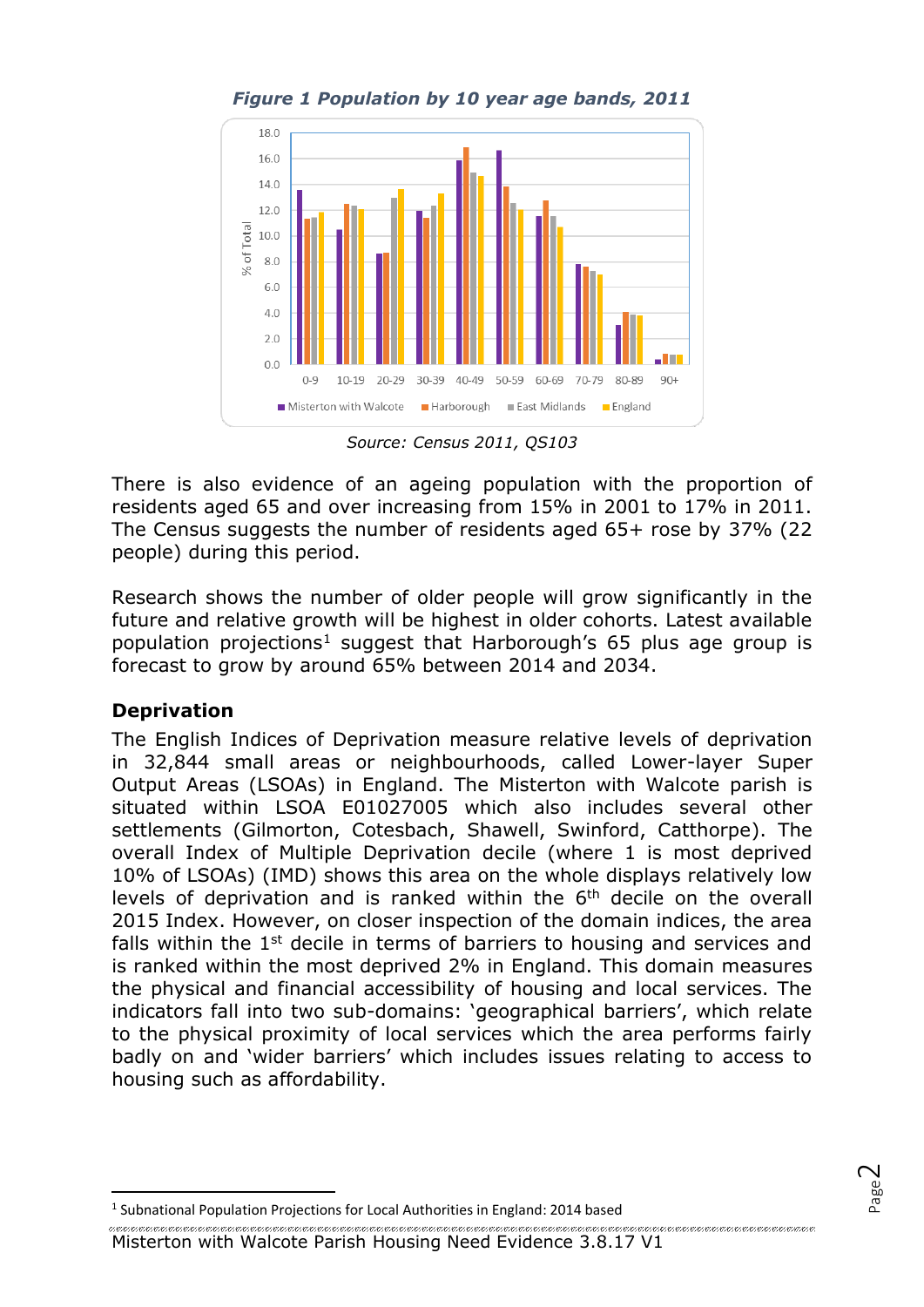*Figure 1 Population by 10 year age bands, 2011*

*Source: Census 2011, QS103*

There is also evidence of an ageing population with the proportion of residents aged 65 and over increasing from 15% in 2001 to 17% in 2011. The Census suggests the number of residents aged 65+ rose by 37% (22 people) during this period.

Research shows the number of older people will grow significantly in the future and relative growth will be highest in older cohorts. Latest available population projections[1] suggest that Harborough's 65 plus age group is forecast to grow by around 65% between 2014 and 2034.

## Deprivation

The English Indices of Deprivation measure relative levels of deprivation in 32,844 small areas or neighbourhoods, called Lower-layer Super Output Areas (LSOAs) in England. The Misterton with Walcote parish is situated within LSOA E01027005 which also includes several other settlements (Gilmorton, Cotesbach, Shawell, Swinford, Catthorpe). The overall Index of Multiple Deprivation decile (where 1 is most deprived 10% of LSOAs) (IMD) shows this area on the whole displays relatively low levels of deprivation and is ranked within the 6th decile on the overall 2015 Index. However, on closer inspection of the domain indices, the area falls within the 1st decile in terms of barriers to housing and services and is ranked within the most deprived 2% in England. This domain measures the physical and financial accessibility of housing and local services. The indicators fall into two sub-domains: 'geographical barriers', which relate to the physical proximity of local services which the area performs fairly badly on and 'wider barriers' which includes issues relating to access to housing such as affordability.

[1] Subnational Population Projections for Local Authorities in England: 2014 based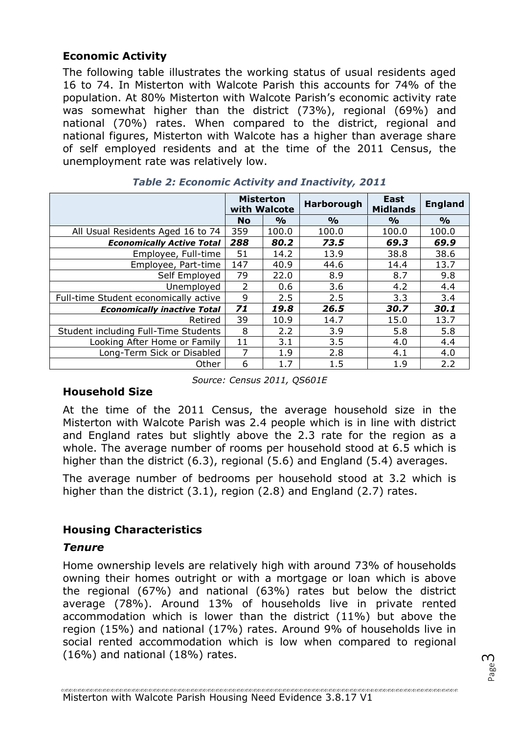### Economic Activity

The following table illustrates the working status of usual residents aged 16 to 74. In Misterton with Walcote Parish this accounts for 74% of the population. At 80% Misterton with Walcote Parish's economic activity rate was somewhat higher than the district (73%), regional (69%) and national (70%) rates. When compared to the district, regional and national figures, Misterton with Walcote has a higher than average share of self employed residents and at the time of the 2011 Census, the unemployment rate was relatively low.

*Table 2: Economic Activity and Inactivity, 2011*

| | Misterton with Walcote | | Harborough | East Midlands | England |
|---|---|---|---|---|---|
| | No | % | % | % | % |
| All Usual Residents Aged 16 to 74 | 359 | 100.0 | 100.0 | 100.0 | 100.0 |
| ***Economically Active Total*** | ***288*** | ***80.2*** | ***73.5*** | ***69.3*** | ***69.9*** |
| Employee, Full-time | 51 | 14.2 | 13.9 | 38.8 | 38.6 |
| Employee, Part-time | 147 | 40.9 | 44.6 | 14.4 | 13.7 |
| Self Employed | 79 | 22.0 | 8.9 | 8.7 | 9.8 |
| Unemployed | 2 | 0.6 | 3.6 | 4.2 | 4.4 |
| Full-time Student economically active | 9 | 2.5 | 2.5 | 3.3 | 3.4 |
| ***Economically inactive Total*** | ***71*** | ***19.8*** | ***26.5*** | ***30.7*** | ***30.1*** |
| Retired | 39 | 10.9 | 14.7 | 15.0 | 13.7 |
| Student including Full-Time Students | 8 | 2.2 | 3.9 | 5.8 | 5.8 |
| Looking After Home or Family | 11 | 3.1 | 3.5 | 4.0 | 4.4 |
| Long-Term Sick or Disabled | 7 | 1.9 | 2.8 | 4.1 | 4.0 |
| Other | 6 | 1.7 | 1.5 | 1.9 | 2.2 |

*Source: Census 2011, QS601E*

### Household Size

At the time of the 2011 Census, the average household size in the Misterton with Walcote Parish was 2.4 people which is in line with district and England rates but slightly above the 2.3 rate for the region as a whole. The average number of rooms per household stood at 6.5 which is higher than the district (6.3), regional (5.6) and England (5.4) averages.

The average number of bedrooms per household stood at 3.2 which is higher than the district (3.1), region (2.8) and England (2.7) rates.

### Housing Characteristics

#### *Tenure*

Home ownership levels are relatively high with around 73% of households owning their homes outright or with a mortgage or loan which is above the regional (67%) and national (63%) rates but below the district average (78%). Around 13% of households live in private rented accommodation which is lower than the district (11%) but above the region (15%) and national (17%) rates. Around 9% of households live in social rented accommodation which is low when compared to regional (16%) and national (18%) rates.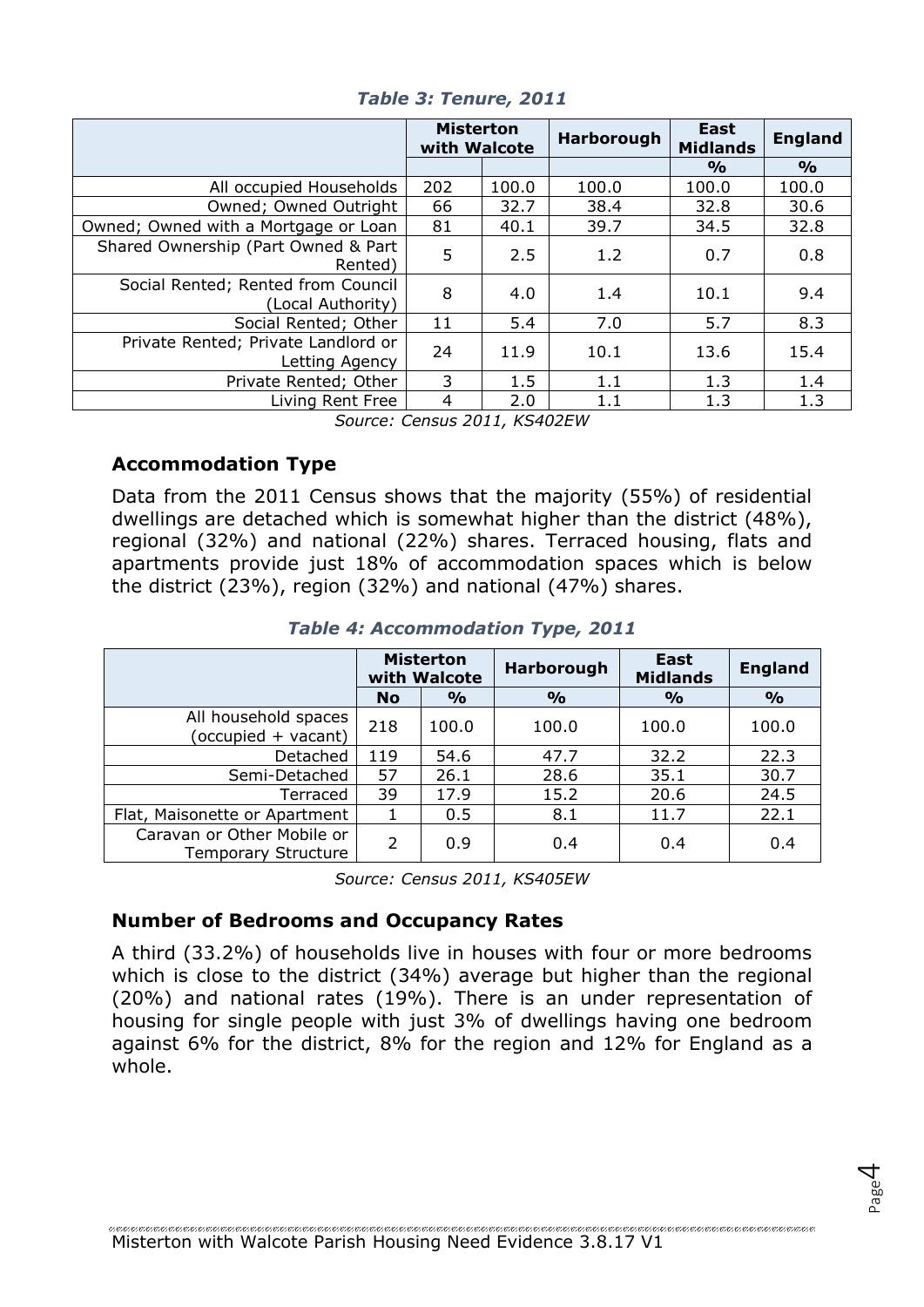*Table 3: Tenure, 2011*

| | Misterton with Walcote | | Harborough | East Midlands | England |
|---|---|---|---|---|---|
| | | | | % | % |
| All occupied Households | 202 | 100.0 | 100.0 | 100.0 | 100.0 |
| Owned; Owned Outright | 66 | 32.7 | 38.4 | 32.8 | 30.6 |
| Owned; Owned with a Mortgage or Loan | 81 | 40.1 | 39.7 | 34.5 | 32.8 |
| Shared Ownership (Part Owned & Part Rented) | 5 | 2.5 | 1.2 | 0.7 | 0.8 |
| Social Rented; Rented from Council (Local Authority) | 8 | 4.0 | 1.4 | 10.1 | 9.4 |
| Social Rented; Other | 11 | 5.4 | 7.0 | 5.7 | 8.3 |
| Private Rented; Private Landlord or Letting Agency | 24 | 11.9 | 10.1 | 13.6 | 15.4 |
| Private Rented; Other | 3 | 1.5 | 1.1 | 1.3 | 1.4 |
| Living Rent Free | 4 | 2.0 | 1.1 | 1.3 | 1.3 |

*Source: Census 2011, KS402EW*

### Accommodation Type

Data from the 2011 Census shows that the majority (55%) of residential dwellings are detached which is somewhat higher than the district (48%), regional (32%) and national (22%) shares. Terraced housing, flats and apartments provide just 18% of accommodation spaces which is below the district (23%), region (32%) and national (47%) shares.

*Table 4: Accommodation Type, 2011*

| | Misterton with Walcote | | Harborough | East Midlands | England |
|---|---|---|---|---|---|
| | No | % | % | % | % |
| All household spaces (occupied + vacant) | 218 | 100.0 | 100.0 | 100.0 | 100.0 |
| Detached | 119 | 54.6 | 47.7 | 32.2 | 22.3 |
| Semi-Detached | 57 | 26.1 | 28.6 | 35.1 | 30.7 |
| Terraced | 39 | 17.9 | 15.2 | 20.6 | 24.5 |
| Flat, Maisonette or Apartment | 1 | 0.5 | 8.1 | 11.7 | 22.1 |
| Caravan or Other Mobile or Temporary Structure | 2 | 0.9 | 0.4 | 0.4 | 0.4 |

*Source: Census 2011, KS405EW*

### Number of Bedrooms and Occupancy Rates

A third (33.2%) of households live in houses with four or more bedrooms which is close to the district (34%) average but higher than the regional (20%) and national rates (19%). There is an under representation of housing for single people with just 3% of dwellings having one bedroom against 6% for the district, 8% for the region and 12% for England as a whole.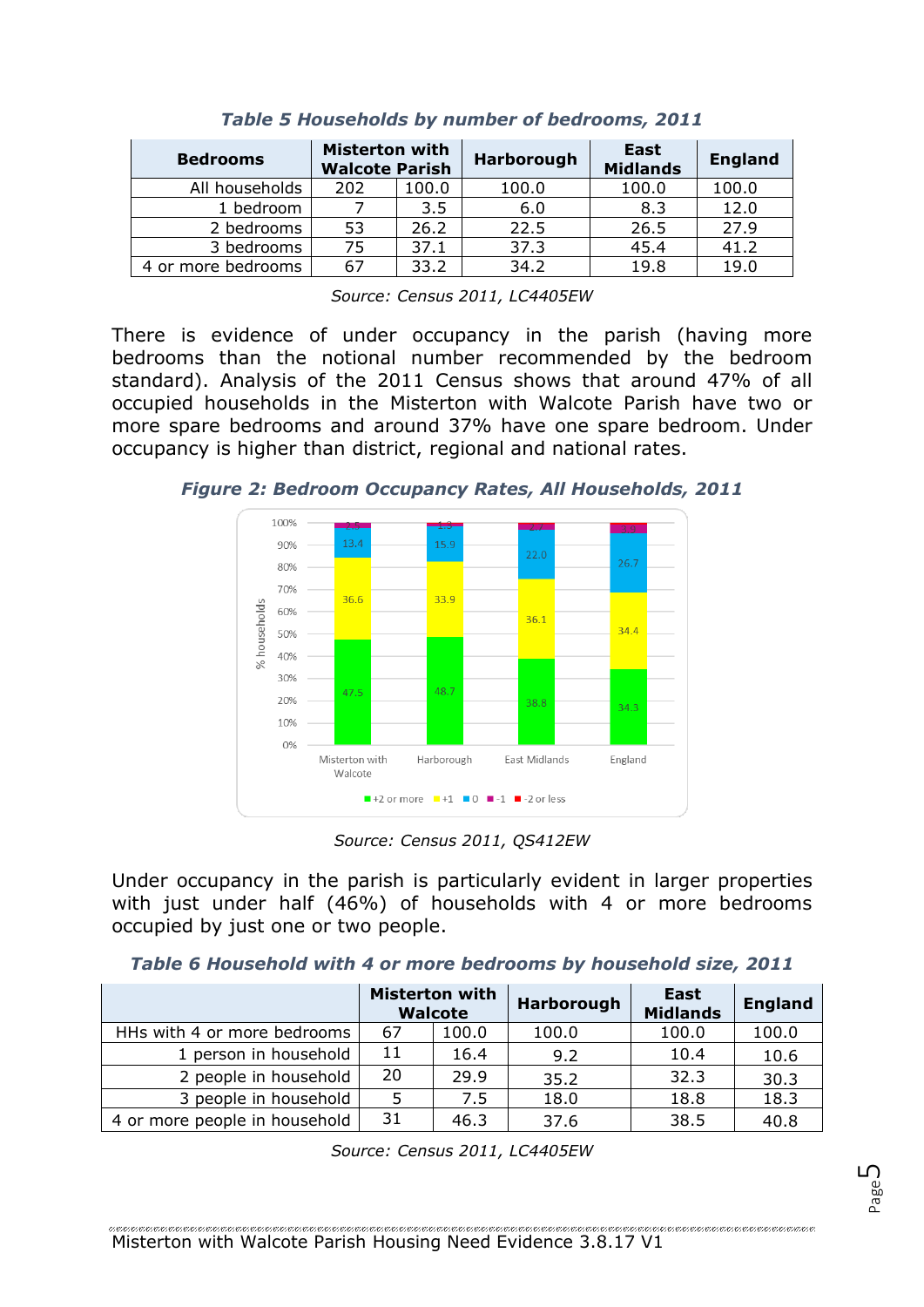*Table 5 Households by number of bedrooms, 2011*

| Bedrooms | Misterton with Walcote Parish | | Harborough | East Midlands | England |
|---|---|---|---|---|---|
| All households | 202 | 100.0 | 100.0 | 100.0 | 100.0 |
| 1 bedroom | 7 | 3.5 | 6.0 | 8.3 | 12.0 |
| 2 bedrooms | 53 | 26.2 | 22.5 | 26.5 | 27.9 |
| 3 bedrooms | 75 | 37.1 | 37.3 | 45.4 | 41.2 |
| 4 or more bedrooms | 67 | 33.2 | 34.2 | 19.8 | 19.0 |

*Source: Census 2011, LC4405EW*

There is evidence of under occupancy in the parish (having more bedrooms than the notional number recommended by the bedroom standard). Analysis of the 2011 Census shows that around 47% of all occupied households in the Misterton with Walcote Parish have two or more spare bedrooms and around 37% have one spare bedroom. Under occupancy is higher than district, regional and national rates.

*Figure 2: Bedroom Occupancy Rates, All Households, 2011*

| % households | Misterton with Walcote | Harborough | East Midlands | England |
|---|---|---|---|---|
| +2 or more | 47.5 | 48.7 | 38.8 | 34.3 |
| +1 | 36.6 | 33.9 | 36.1 | 34.4 |
| 0 | 13.4 | 15.9 | 22.0 | 26.7 |
| -1 | 2.5 | 1.3 | 2.7 | 3.9 |
| -2 or less | | | | |

*Source: Census 2011, QS412EW*

Under occupancy in the parish is particularly evident in larger properties with just under half (46%) of households with 4 or more bedrooms occupied by just one or two people.

*Table 6 Household with 4 or more bedrooms by household size, 2011*

| | Misterton with Walcote | | Harborough | East Midlands | England |
|---|---|---|---|---|---|
| HHs with 4 or more bedrooms | 67 | 100.0 | 100.0 | 100.0 | 100.0 |
| 1 person in household | 11 | 16.4 | 9.2 | 10.4 | 10.6 |
| 2 people in household | 20 | 29.9 | 35.2 | 32.3 | 30.3 |
| 3 people in household | 5 | 7.5 | 18.0 | 18.8 | 18.3 |
| 4 or more people in household | 31 | 46.3 | 37.6 | 38.5 | 40.8 |

*Source: Census 2011, LC4405EW*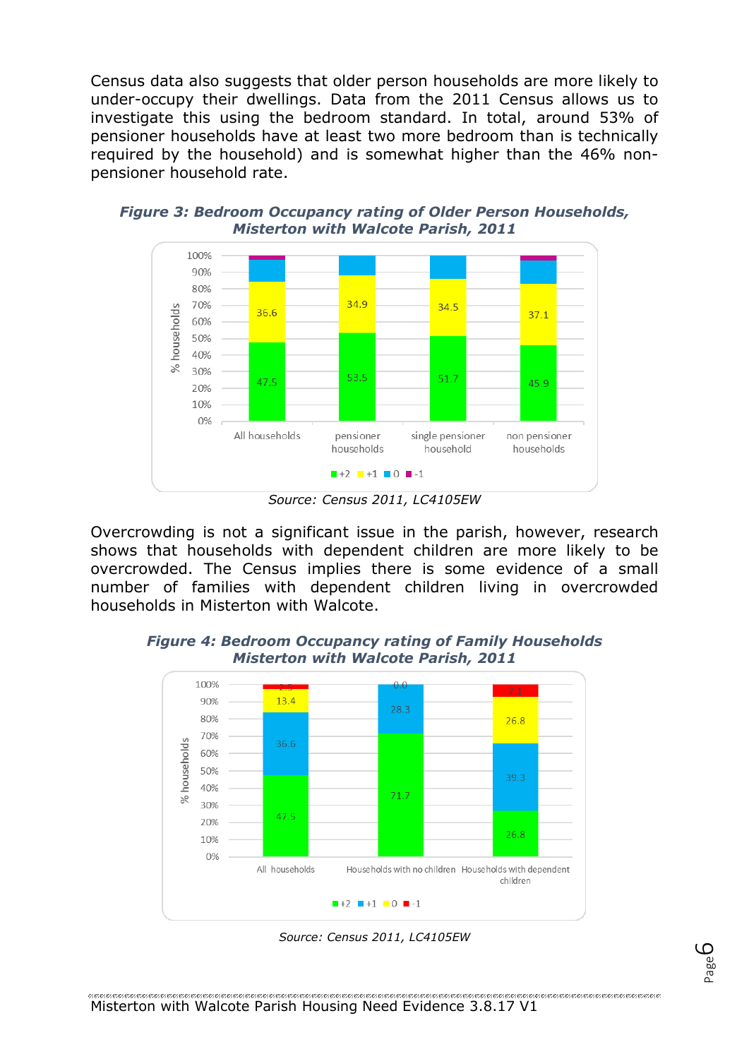Census data also suggests that older person households are more likely to under-occupy their dwellings. Data from the 2011 Census allows us to investigate this using the bedroom standard. In total, around 53% of pensioner households have at least two more bedroom than is technically required by the household) and is somewhat higher than the 46% non-pensioner household rate.

***Figure 3: Bedroom Occupancy rating of Older Person Households, Misterton with Walcote Parish, 2011***

| | +2 | +1 |
|---|---|---|
| All households | 47.5 | 36.6 |
| pensioner households | 53.5 | 34.9 |
| single pensioner household | 51.7 | 34.5 |
| non pensioner households | 45.9 | 37.1 |

*Source: Census 2011, LC4105EW*

Overcrowding is not a significant issue in the parish, however, research shows that households with dependent children are more likely to be overcrowded. The Census implies there is some evidence of a small number of families with dependent children living in overcrowded households in Misterton with Walcote.

***Figure 4: Bedroom Occupancy rating of Family Households Misterton with Walcote Parish, 2011***

| | +2 | +1 | 0 | -1 |
|---|---|---|---|---|
| All households | 47.5 | 36.6 | 13.4 | 2.5 |
| Households with no children | 71.7 | 28.3 | 0.0 | |
| Households with dependent children | 26.8 | 39.3 | 26.8 | 7.1 |

*Source: Census 2011, LC4105EW*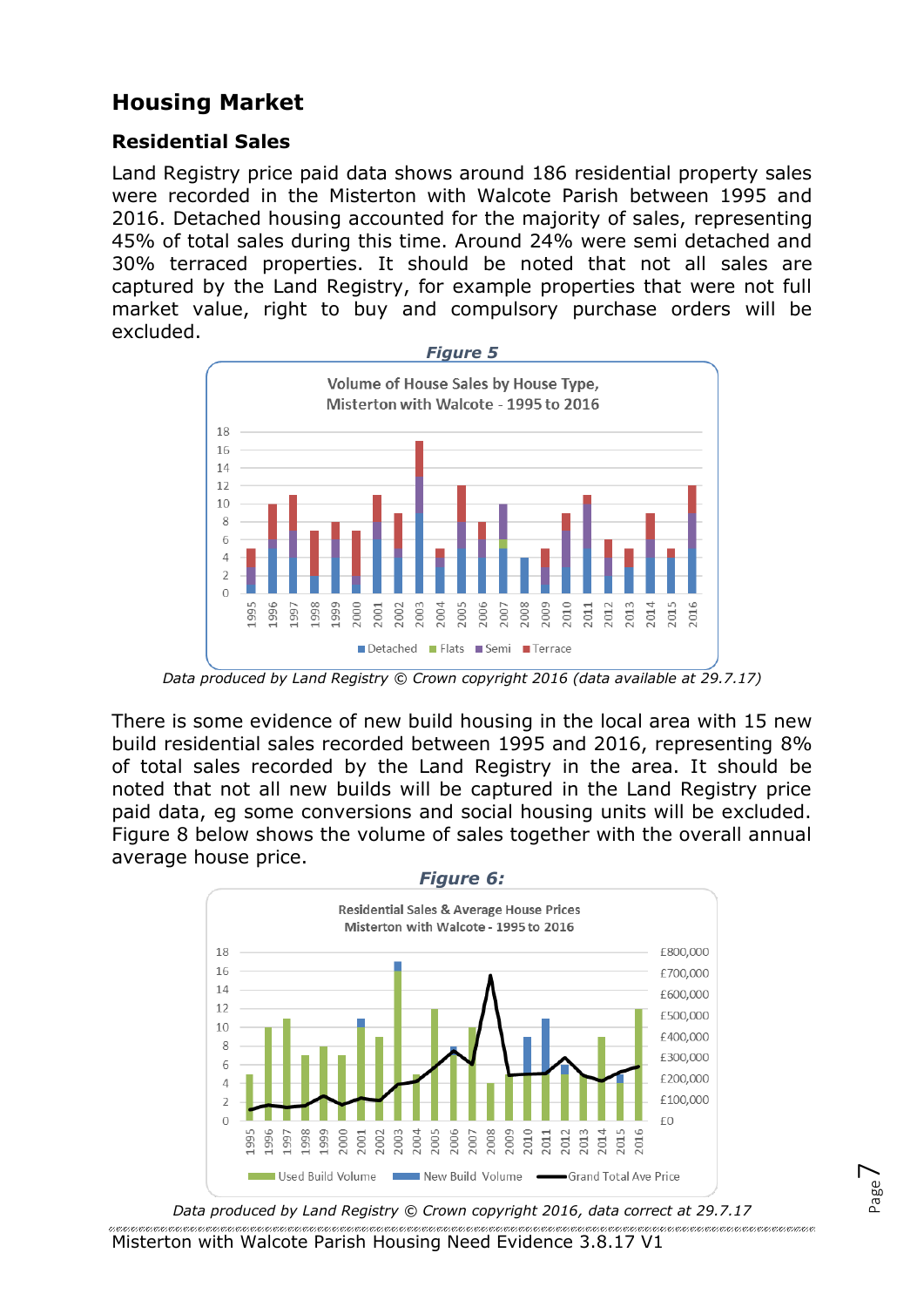## Housing Market

### Residential Sales

Land Registry price paid data shows around 186 residential property sales were recorded in the Misterton with Walcote Parish between 1995 and 2016. Detached housing accounted for the majority of sales, representing 45% of total sales during this time. Around 24% were semi detached and 30% terraced properties. It should be noted that not all sales are captured by the Land Registry, for example properties that were not full market value, right to buy and compulsory purchase orders will be excluded.

***Figure 5***

*Data produced by Land Registry © Crown copyright 2016 (data available at 29.7.17)*

There is some evidence of new build housing in the local area with 15 new build residential sales recorded between 1995 and 2016, representing 8% of total sales recorded by the Land Registry in the area. It should be noted that not all new builds will be captured in the Land Registry price paid data, eg some conversions and social housing units will be excluded. Figure 8 below shows the volume of sales together with the overall annual average house price.

***Figure 6:***

*Data produced by Land Registry © Crown copyright 2016, data correct at 29.7.17*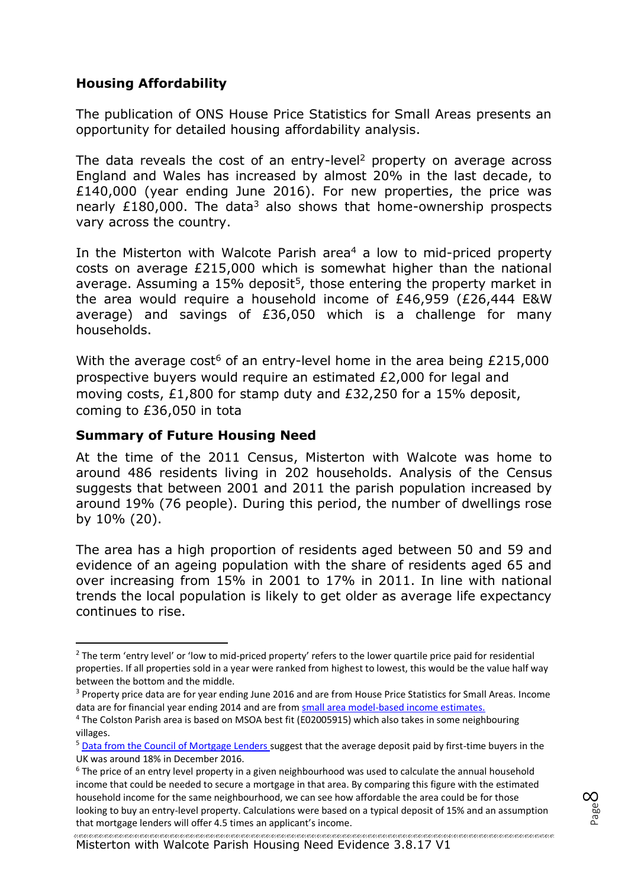## Housing Affordability

The publication of ONS House Price Statistics for Small Areas presents an opportunity for detailed housing affordability analysis.

The data reveals the cost of an entry-level[2] property on average across England and Wales has increased by almost 20% in the last decade, to £140,000 (year ending June 2016). For new properties, the price was nearly £180,000. The data[3] also shows that home-ownership prospects vary across the country.

In the Misterton with Walcote Parish area[4] a low to mid-priced property costs on average £215,000 which is somewhat higher than the national average. Assuming a 15% deposit[5], those entering the property market in the area would require a household income of £46,959 (£26,444 E&W average) and savings of £36,050 which is a challenge for many households.

With the average cost[6] of an entry-level home in the area being £215,000 prospective buyers would require an estimated £2,000 for legal and moving costs, £1,800 for stamp duty and £32,250 for a 15% deposit, coming to £36,050 in tota

## Summary of Future Housing Need

At the time of the 2011 Census, Misterton with Walcote was home to around 486 residents living in 202 households. Analysis of the Census suggests that between 2001 and 2011 the parish population increased by around 19% (76 people). During this period, the number of dwellings rose by 10% (20).

The area has a high proportion of residents aged between 50 and 59 and evidence of an ageing population with the share of residents aged 65 and over increasing from 15% in 2001 to 17% in 2011. In line with national trends the local population is likely to get older as average life expectancy continues to rise.

---

[2] The term 'entry level' or 'low to mid-priced property' refers to the lower quartile price paid for residential properties. If all properties sold in a year were ranked from highest to lowest, this would be the value half way between the bottom and the middle.

[3] Property price data are for year ending June 2016 and are from House Price Statistics for Small Areas. Income data are for financial year ending 2014 and are from small area model-based income estimates.

[4] The Colston Parish area is based on MSOA best fit (E02005915) which also takes in some neighbouring villages.

[5] Data from the Council of Mortgage Lenders suggest that the average deposit paid by first-time buyers in the UK was around 18% in December 2016.

[6] The price of an entry level property in a given neighbourhood was used to calculate the annual household income that could be needed to secure a mortgage in that area. By comparing this figure with the estimated household income for the same neighbourhood, we can see how affordable the area could be for those looking to buy an entry-level property. Calculations were based on a typical deposit of 15% and an assumption that mortgage lenders will offer 4.5 times an applicant's income.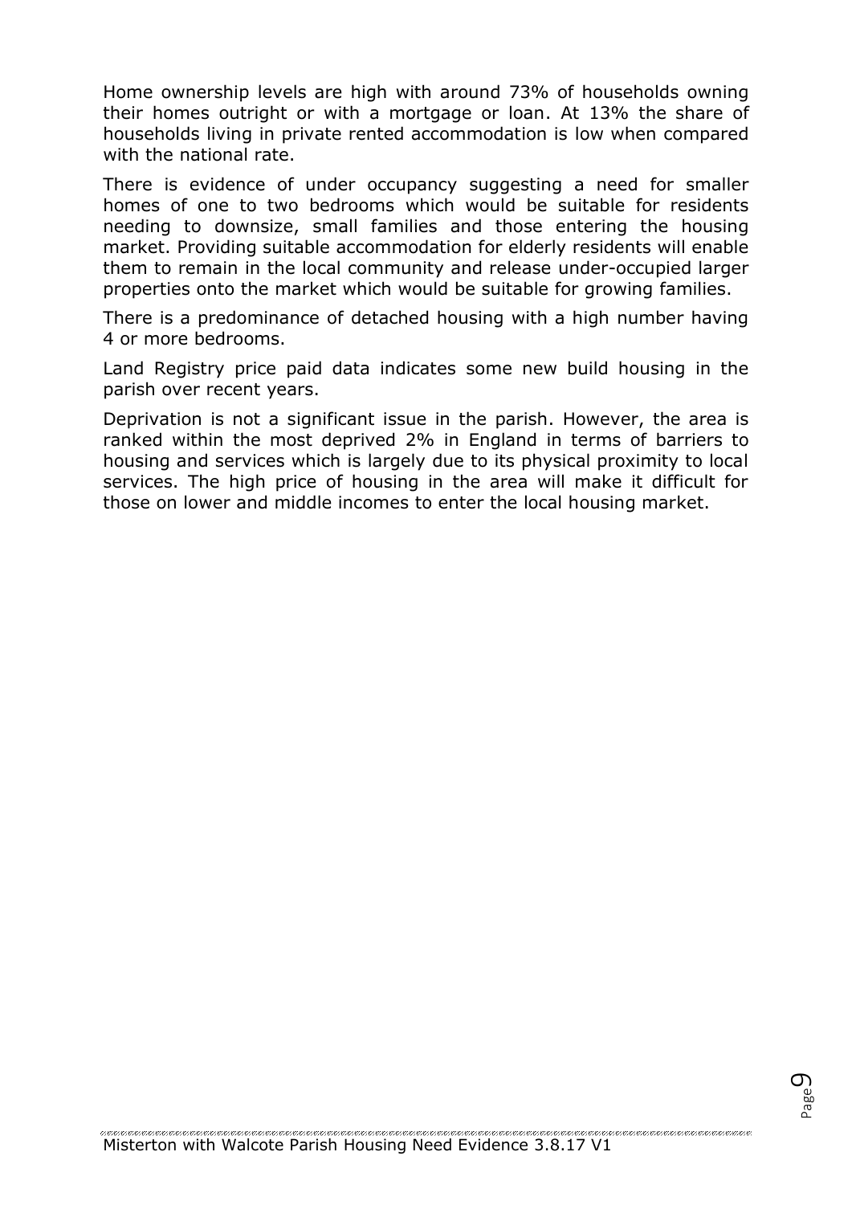Home ownership levels are high with around 73% of households owning their homes outright or with a mortgage or loan. At 13% the share of households living in private rented accommodation is low when compared with the national rate.

There is evidence of under occupancy suggesting a need for smaller homes of one to two bedrooms which would be suitable for residents needing to downsize, small families and those entering the housing market. Providing suitable accommodation for elderly residents will enable them to remain in the local community and release under-occupied larger properties onto the market which would be suitable for growing families.

There is a predominance of detached housing with a high number having 4 or more bedrooms.

Land Registry price paid data indicates some new build housing in the parish over recent years.

Deprivation is not a significant issue in the parish. However, the area is ranked within the most deprived 2% in England in terms of barriers to housing and services which is largely due to its physical proximity to local services. The high price of housing in the area will make it difficult for those on lower and middle incomes to enter the local housing market.